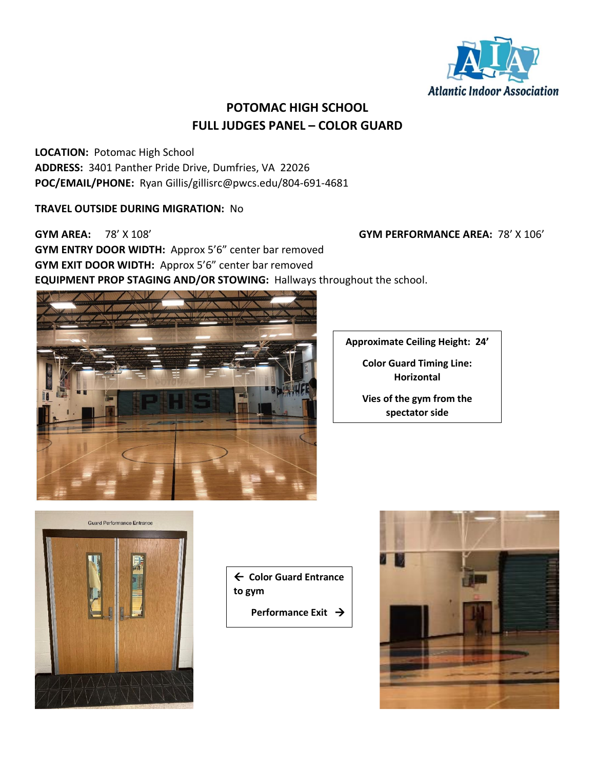Atlantic Indoor Association

# POTOMAC HIGH SCHOOL
## FULL JUDGES PANEL – COLOR GUARD

**LOCATION:** Potomac High School
**ADDRESS:** 3401 Panther Pride Drive, Dumfries, VA 22026
**POC/EMAIL/PHONE:** Ryan Gillis/gillisrc@pwcs.edu/804-691-4681

**TRAVEL OUTSIDE DURING MIGRATION:** No

**GYM AREA:** 78' X 108'

**GYM PERFORMANCE AREA:** 78' X 106'

**GYM ENTRY DOOR WIDTH:** Approx 5'6" center bar removed
**GYM EXIT DOOR WIDTH:** Approx 5'6" center bar removed
**EQUIPMENT PROP STAGING AND/OR STOWING:** Hallways throughout the school.

**Approximate Ceiling Height: 24'**

**Color Guard Timing Line: Horizontal**

**Vies of the gym from the spectator side**

Guard Performance Entrance

**← Color Guard Entrance to gym**

**Performance Exit →**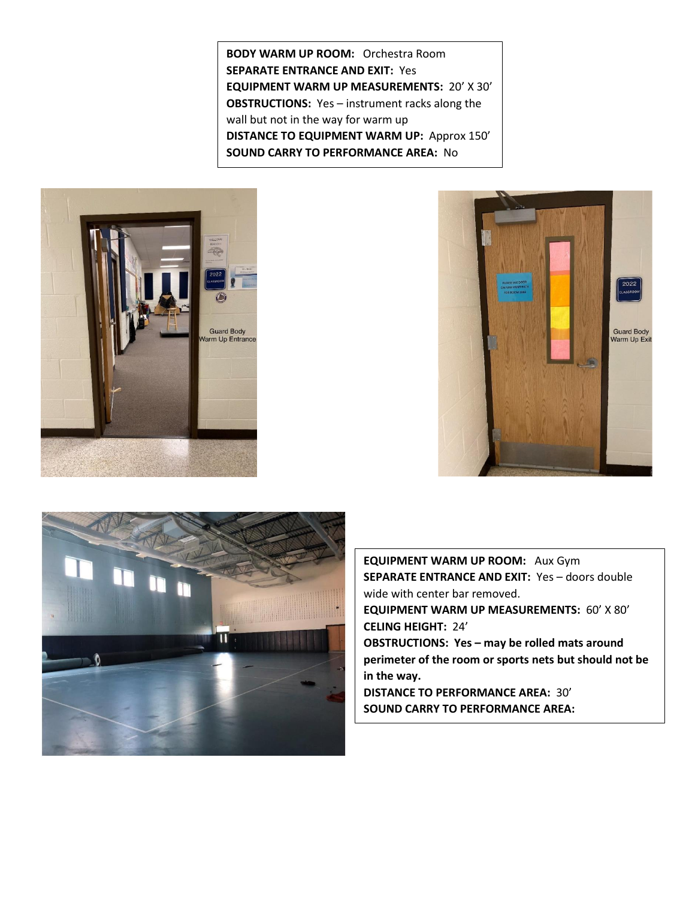**BODY WARM UP ROOM:** Orchestra Room
**SEPARATE ENTRANCE AND EXIT:** Yes
**EQUIPMENT WARM UP MEASUREMENTS:** 20' X 30'
**OBSTRUCTIONS:** Yes – instrument racks along the wall but not in the way for warm up
**DISTANCE TO EQUIPMENT WARM UP:** Approx 150'
**SOUND CARRY TO PERFORMANCE AREA:** No

Guard Body Warm Up Entrance

Guard Body Warm Up Exit

**EQUIPMENT WARM UP ROOM:** Aux Gym
**SEPARATE ENTRANCE AND EXIT:** Yes – doors double wide with center bar removed.
**EQUIPMENT WARM UP MEASUREMENTS:** 60' X 80'
**CELING HEIGHT:** 24'
**OBSTRUCTIONS: Yes – may be rolled mats around perimeter of the room or sports nets but should not be in the way.**
**DISTANCE TO PERFORMANCE AREA:** 30'
**SOUND CARRY TO PERFORMANCE AREA:**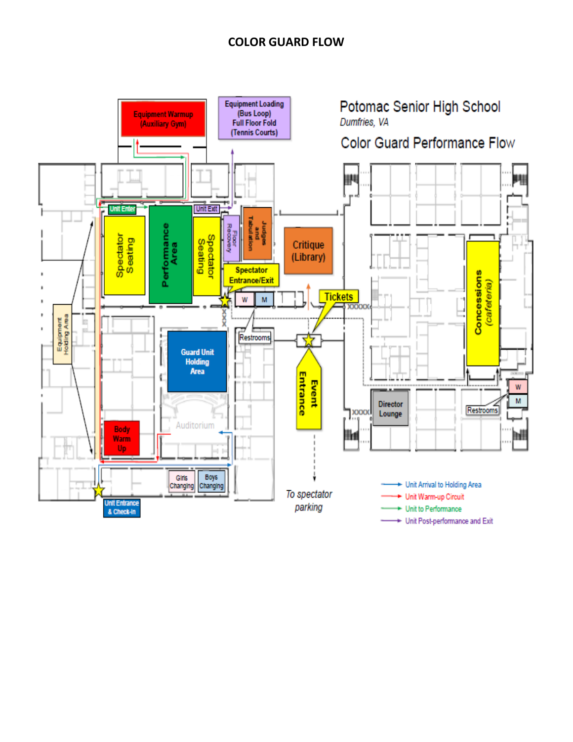# COLOR GUARD FLOW

## Potomac Senior High School

*Dumfries, VA*

## Color Guard Performance Flow

- Equipment Warmup (Auxiliary Gym)
- Equipment Loading (Bus Loop) Full Floor Fold (Tennis Courts)
- Unit Enter
- Unit Exit
- Spectator Seating
- Performance Area
- Spectator Seating
- Floor Recovery
- Judges and Tabulation
- Critique (Library)
- Spectator Entrance/Exit
- W
- M
- Tickets
- Restrooms
- Equipment Holding Area
- Guard Unit Holding Area
- Auditorium
- Body Warm Up
- Event Entrance
- Concessions (cafeteria)
- Director Lounge
- Restrooms
- W
- M
- Girls Changing
- Boys Changing
- Unit Entrance & Check-In
- *To spectator parking*

Legend:

- Unit Arrival to Holding Area
- Unit Warm-up Circuit
- Unit to Performance
- Unit Post-performance and Exit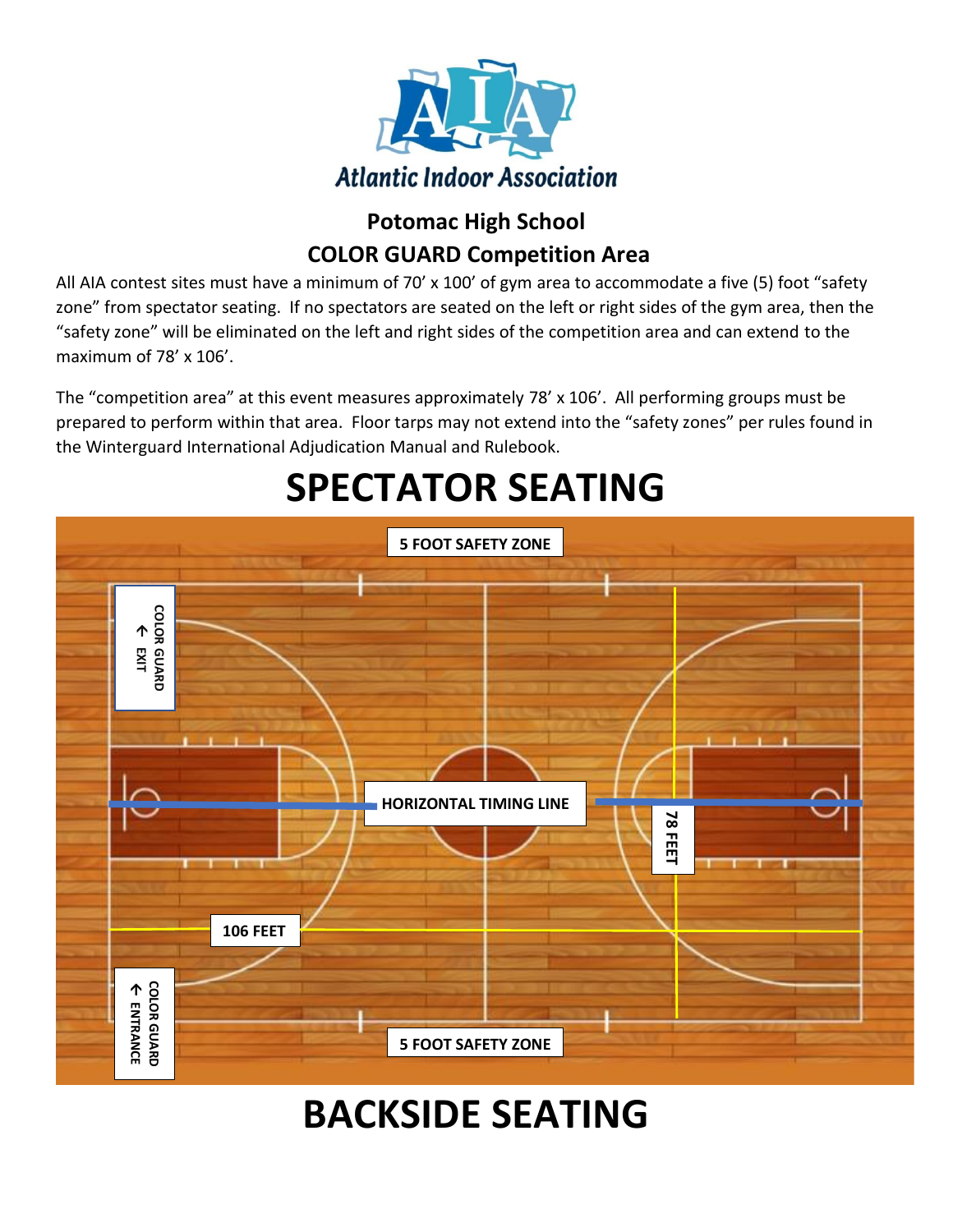Atlantic Indoor Association

## Potomac High School
## COLOR GUARD Competition Area

All AIA contest sites must have a minimum of 70' x 100' of gym area to accommodate a five (5) foot "safety zone" from spectator seating. If no spectators are seated on the left or right sides of the gym area, then the "safety zone" will be eliminated on the left and right sides of the competition area and can extend to the maximum of 78' x 106'.

The "competition area" at this event measures approximately 78' x 106'. All performing groups must be prepared to perform within that area. Floor tarps may not extend into the "safety zones" per rules found in the Winterguard International Adjudication Manual and Rulebook.

# SPECTATOR SEATING

5 FOOT SAFETY ZONE

COLOR GUARD ← EXIT

HORIZONTAL TIMING LINE

78 FEET

106 FEET

COLOR GUARD ← ENTRANCE

5 FOOT SAFETY ZONE

# BACKSIDE SEATING